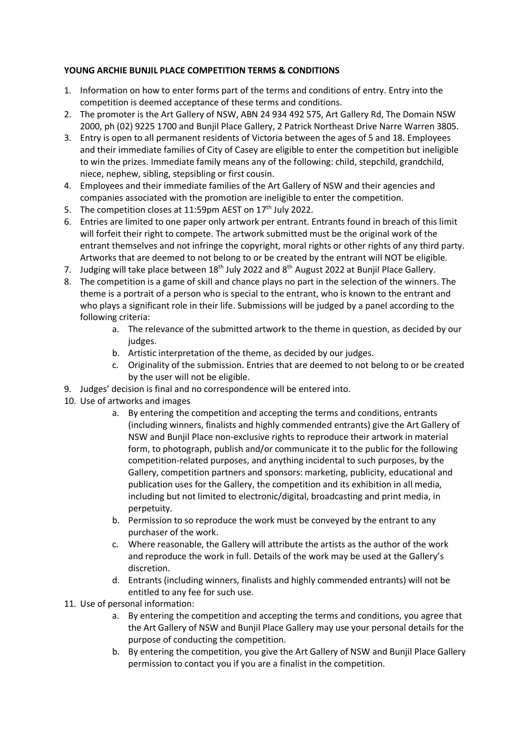**YOUNG ARCHIE BUNJIL PLACE COMPETITION TERMS & CONDITIONS**

1. Information on how to enter forms part of the terms and conditions of entry. Entry into the competition is deemed acceptance of these terms and conditions.
2. The promoter is the Art Gallery of NSW, ABN 24 934 492 575, Art Gallery Rd, The Domain NSW 2000, ph (02) 9225 1700 and Bunjil Place Gallery, 2 Patrick Northeast Drive Narre Warren 3805.
3. Entry is open to all permanent residents of Victoria between the ages of 5 and 18. Employees and their immediate families of City of Casey are eligible to enter the competition but ineligible to win the prizes. Immediate family means any of the following: child, stepchild, grandchild, niece, nephew, sibling, stepsibling or first cousin.
4. Employees and their immediate families of the Art Gallery of NSW and their agencies and companies associated with the promotion are ineligible to enter the competition.
5. The competition closes at 11:59pm AEST on 17th July 2022.
6. Entries are limited to one paper only artwork per entrant. Entrants found in breach of this limit will forfeit their right to compete. The artwork submitted must be the original work of the entrant themselves and not infringe the copyright, moral rights or other rights of any third party. Artworks that are deemed to not belong to or be created by the entrant will NOT be eligible.
7. Judging will take place between 18th July 2022 and 8th August 2022 at Bunjil Place Gallery.
8. The competition is a game of skill and chance plays no part in the selection of the winners. The theme is a portrait of a person who is special to the entrant, who is known to the entrant and who plays a significant role in their life. Submissions will be judged by a panel according to the following criteria:
    a. The relevance of the submitted artwork to the theme in question, as decided by our judges.
    b. Artistic interpretation of the theme, as decided by our judges.
    c. Originality of the submission. Entries that are deemed to not belong to or be created by the user will not be eligible.
9. Judges' decision is final and no correspondence will be entered into.
10. Use of artworks and images
    a. By entering the competition and accepting the terms and conditions, entrants (including winners, finalists and highly commended entrants) give the Art Gallery of NSW and Bunjil Place non-exclusive rights to reproduce their artwork in material form, to photograph, publish and/or communicate it to the public for the following competition-related purposes, and anything incidental to such purposes, by the Gallery, competition partners and sponsors: marketing, publicity, educational and publication uses for the Gallery, the competition and its exhibition in all media, including but not limited to electronic/digital, broadcasting and print media, in perpetuity.
    b. Permission to so reproduce the work must be conveyed by the entrant to any purchaser of the work.
    c. Where reasonable, the Gallery will attribute the artists as the author of the work and reproduce the work in full. Details of the work may be used at the Gallery's discretion.
    d. Entrants (including winners, finalists and highly commended entrants) will not be entitled to any fee for such use.
11. Use of personal information:
    a. By entering the competition and accepting the terms and conditions, you agree that the Art Gallery of NSW and Bunjil Place Gallery may use your personal details for the purpose of conducting the competition.
    b. By entering the competition, you give the Art Gallery of NSW and Bunjil Place Gallery permission to contact you if you are a finalist in the competition.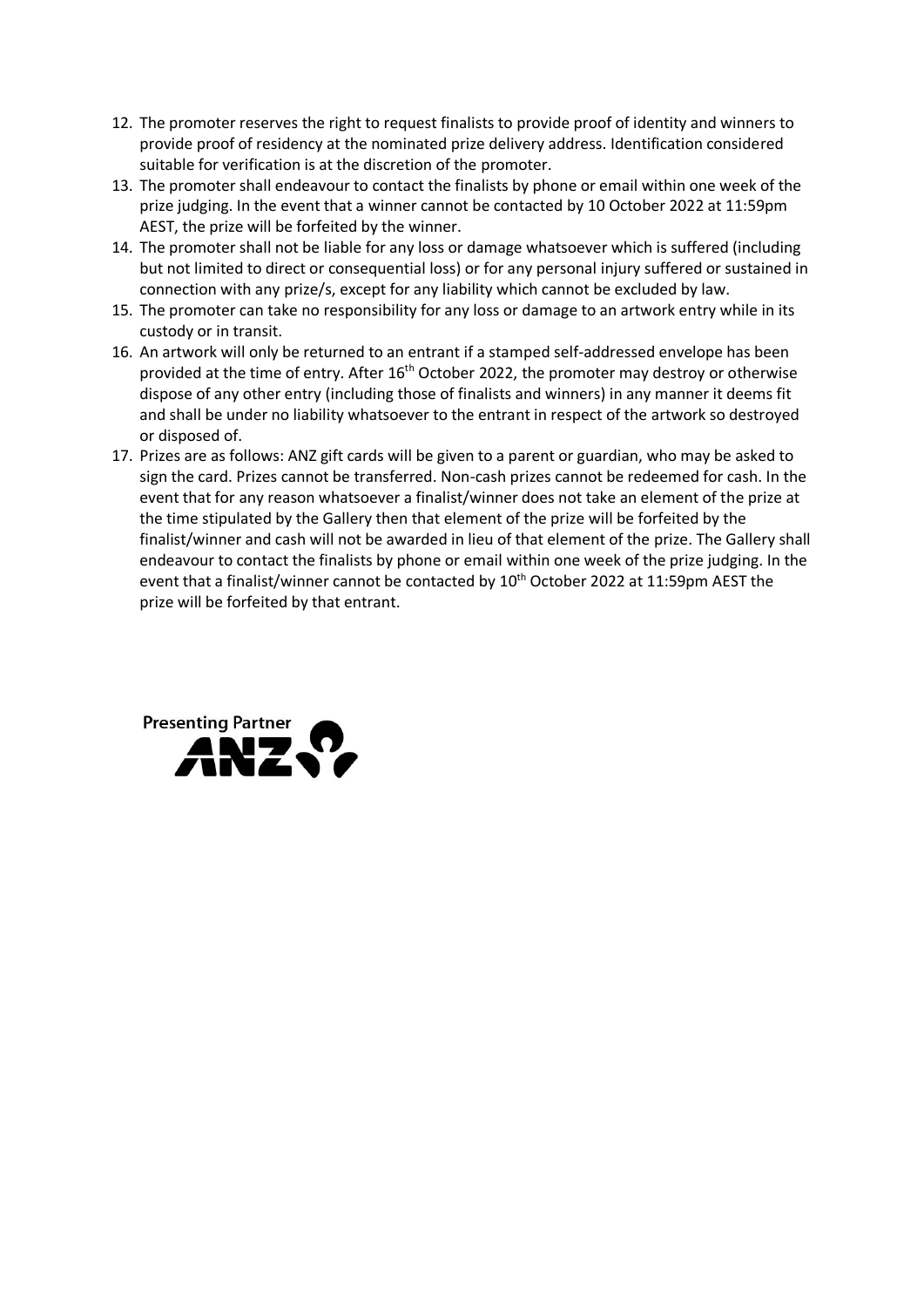12. The promoter reserves the right to request finalists to provide proof of identity and winners to provide proof of residency at the nominated prize delivery address. Identification considered suitable for verification is at the discretion of the promoter.
13. The promoter shall endeavour to contact the finalists by phone or email within one week of the prize judging. In the event that a winner cannot be contacted by 10 October 2022 at 11:59pm AEST, the prize will be forfeited by the winner.
14. The promoter shall not be liable for any loss or damage whatsoever which is suffered (including but not limited to direct or consequential loss) or for any personal injury suffered or sustained in connection with any prize/s, except for any liability which cannot be excluded by law.
15. The promoter can take no responsibility for any loss or damage to an artwork entry while in its custody or in transit.
16. An artwork will only be returned to an entrant if a stamped self-addressed envelope has been provided at the time of entry. After 16th October 2022, the promoter may destroy or otherwise dispose of any other entry (including those of finalists and winners) in any manner it deems fit and shall be under no liability whatsoever to the entrant in respect of the artwork so destroyed or disposed of.
17. Prizes are as follows: ANZ gift cards will be given to a parent or guardian, who may be asked to sign the card. Prizes cannot be transferred. Non-cash prizes cannot be redeemed for cash. In the event that for any reason whatsoever a finalist/winner does not take an element of the prize at the time stipulated by the Gallery then that element of the prize will be forfeited by the finalist/winner and cash will not be awarded in lieu of that element of the prize. The Gallery shall endeavour to contact the finalists by phone or email within one week of the prize judging. In the event that a finalist/winner cannot be contacted by 10th October 2022 at 11:59pm AEST the prize will be forfeited by that entrant.

Presenting Partner

ANZ